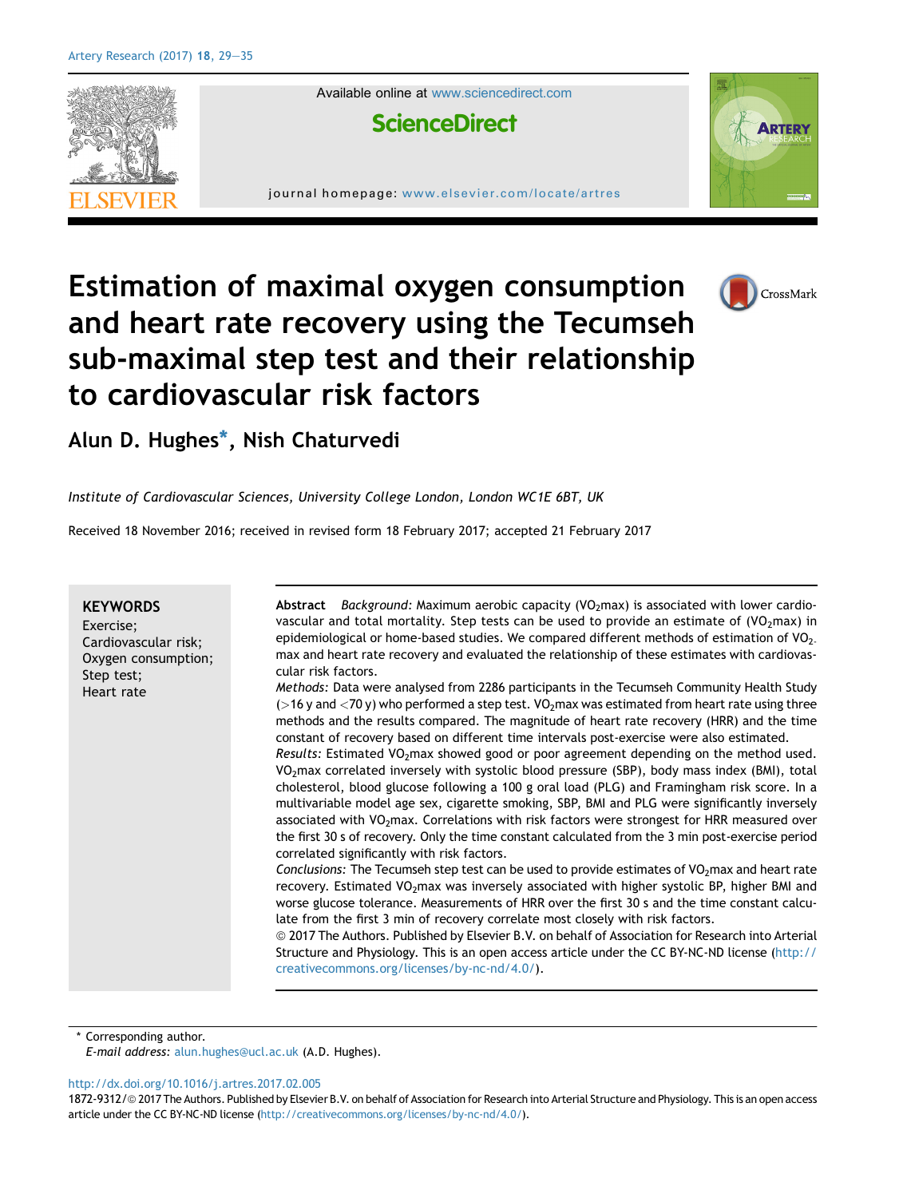Available online at www.sciencedirect.com

**ScienceDirect**

journal homepage: www.elsevier.com/locate/artres

# Estimation of maximal oxygen consumption and heart rate recovery using the Tecumseh sub-maximal step test and their relationship to cardiovascular risk factors

**Alun D. Hughes***, **Nish Chaturvedi**

*Institute of Cardiovascular Sciences, University College London, London WC1E 6BT, UK*

Received 18 November 2016; received in revised form 18 February 2017; accepted 21 February 2017

**KEYWORDS**
Exercise;
Cardiovascular risk;
Oxygen consumption;
Step test;
Heart rate

**Abstract** *Background:* Maximum aerobic capacity ($VO_2$max) is associated with lower cardiovascular and total mortality. Step tests can be used to provide an estimate of ($VO_2$max) in epidemiological or home-based studies. We compared different methods of estimation of $VO_2$max and heart rate recovery and evaluated the relationship of these estimates with cardiovascular risk factors.

*Methods:* Data were analysed from 2286 participants in the Tecumseh Community Health Study (>16 y and <70 y) who performed a step test. $VO_2$max was estimated from heart rate using three methods and the results compared. The magnitude of heart rate recovery (HRR) and the time constant of recovery based on different time intervals post-exercise were also estimated.

*Results:* Estimated $VO_2$max showed good or poor agreement depending on the method used. $VO_2$max correlated inversely with systolic blood pressure (SBP), body mass index (BMI), total cholesterol, blood glucose following a 100 g oral load (PLG) and Framingham risk score. In a multivariable model age sex, cigarette smoking, SBP, BMI and PLG were significantly inversely associated with $VO_2$max. Correlations with risk factors were strongest for HRR measured over the first 30 s of recovery. Only the time constant calculated from the 3 min post-exercise period correlated significantly with risk factors.

*Conclusions:* The Tecumseh step test can be used to provide estimates of $VO_2$max and heart rate recovery. Estimated $VO_2$max was inversely associated with higher systolic BP, higher BMI and worse glucose tolerance. Measurements of HRR over the first 30 s and the time constant calculate from the first 3 min of recovery correlate most closely with risk factors.

© 2017 The Authors. Published by Elsevier B.V. on behalf of Association for Research into Arterial Structure and Physiology. This is an open access article under the CC BY-NC-ND license (http://creativecommons.org/licenses/by-nc-nd/4.0/).

\* Corresponding author.
*E-mail address:* alun.hughes@ucl.ac.uk (A.D. Hughes).

http://dx.doi.org/10.1016/j.artres.2017.02.005
1872-9312/© 2017 The Authors. Published by Elsevier B.V. on behalf of Association for Research into Arterial Structure and Physiology. This is an open access article under the CC BY-NC-ND license (http://creativecommons.org/licenses/by-nc-nd/4.0/).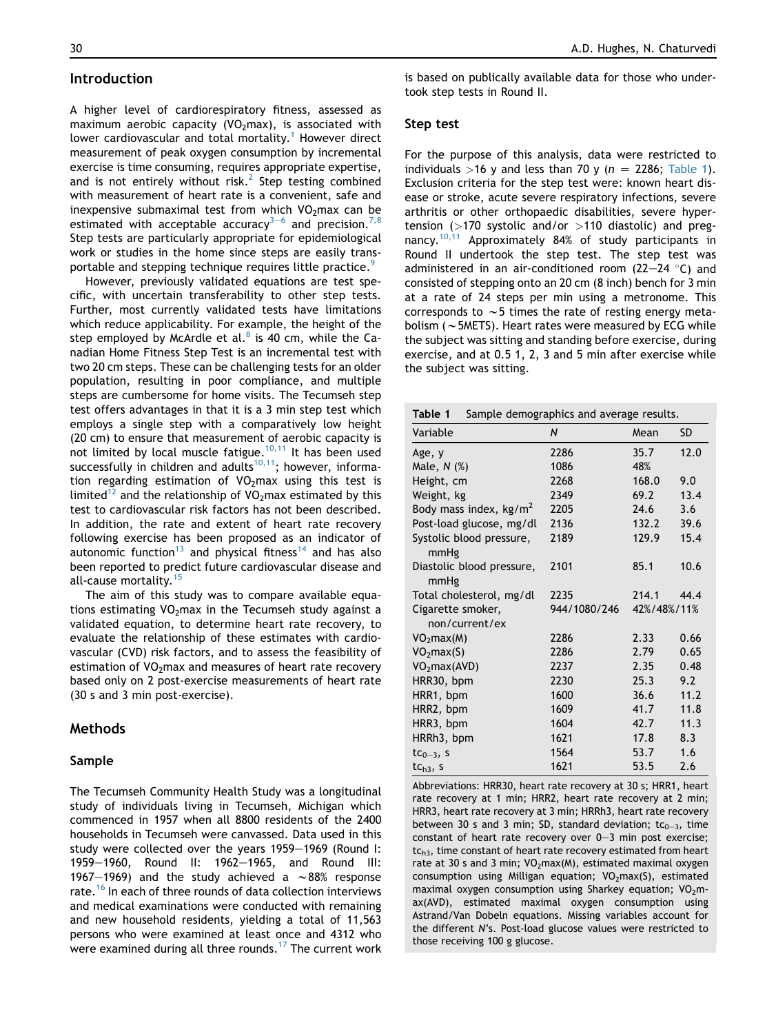## Introduction

A higher level of cardiorespiratory fitness, assessed as maximum aerobic capacity ($VO_2max$), is associated with lower cardiovascular and total mortality.[1] However direct measurement of peak oxygen consumption by incremental exercise is time consuming, requires appropriate expertise, and is not entirely without risk.[2] Step testing combined with measurement of heart rate is a convenient, safe and inexpensive submaximal test from which $VO_2max$ can be estimated with acceptable accuracy[3–6] and precision.[7,8] Step tests are particularly appropriate for epidemiological work or studies in the home since steps are easily transportable and stepping technique requires little practice.[9]

However, previously validated equations are test specific, with uncertain transferability to other step tests. Further, most currently validated tests have limitations which reduce applicability. For example, the height of the step employed by McArdle et al.[8] is 40 cm, while the Canadian Home Fitness Step Test is an incremental test with two 20 cm steps. These can be challenging tests for an older population, resulting in poor compliance, and multiple steps are cumbersome for home visits. The Tecumseh step test offers advantages in that it is a 3 min step test which employs a single step with a comparatively low height (20 cm) to ensure that measurement of aerobic capacity is not limited by local muscle fatigue.[10,11] It has been used successfully in children and adults[10,11]; however, information regarding estimation of $VO_2max$ using this test is limited[12] and the relationship of $VO_2max$ estimated by this test to cardiovascular risk factors has not been described. In addition, the rate and extent of heart rate recovery following exercise has been proposed as an indicator of autonomic function[13] and physical fitness[14] and has also been reported to predict future cardiovascular disease and all-cause mortality.[15]

The aim of this study was to compare available equations estimating $VO_2max$ in the Tecumseh study against a validated equation, to determine heart rate recovery, to evaluate the relationship of these estimates with cardiovascular (CVD) risk factors, and to assess the feasibility of estimation of $VO_2max$ and measures of heart rate recovery based only on 2 post-exercise measurements of heart rate (30 s and 3 min post-exercise).

## Methods

### Sample

The Tecumseh Community Health Study was a longitudinal study of individuals living in Tecumseh, Michigan which commenced in 1957 when all 8800 residents of the 2400 households in Tecumseh were canvassed. Data used in this study were collected over the years 1959–1969 (Round I: 1959–1960, Round II: 1962–1965, and Round III: 1967–1969) and the study achieved a ~88% response rate.[16] In each of three rounds of data collection interviews and medical examinations were conducted with remaining and new household residents, yielding a total of 11,563 persons who were examined at least once and 4312 who were examined during all three rounds.[17] The current work is based on publically available data for those who undertook step tests in Round II.

### Step test

For the purpose of this analysis, data were restricted to individuals >16 y and less than 70 y ($n = 2286$; Table 1). Exclusion criteria for the step test were: known heart disease or stroke, acute severe respiratory infections, severe arthritis or other orthopaedic disabilities, severe hypertension (>170 systolic and/or >110 diastolic) and pregnancy.[10,11] Approximately 84% of study participants in Round II undertook the step test. The step test was administered in an air-conditioned room (22–24 °C) and consisted of stepping onto an 20 cm (8 inch) bench for 3 min at a rate of 24 steps per min using a metronome. This corresponds to ~5 times the rate of resting energy metabolism (~5METS). Heart rates were measured by ECG while the subject was sitting and standing before exercise, during exercise, and at 0.5 1, 2, 3 and 5 min after exercise while the subject was sitting.

Table 1 Sample demographics and average results.

| Variable | N | Mean | SD |
|---|---|---|---|
| Age, y | 2286 | 35.7 | 12.0 |
| Male, N (%) | 1086 | 48% | |
| Height, cm | 2268 | 168.0 | 9.0 |
| Weight, kg | 2349 | 69.2 | 13.4 |
| Body mass index, kg/m$^2$ | 2205 | 24.6 | 3.6 |
| Post-load glucose, mg/dl | 2136 | 132.2 | 39.6 |
| Systolic blood pressure, mmHg | 2189 | 129.9 | 15.4 |
| Diastolic blood pressure, mmHg | 2101 | 85.1 | 10.6 |
| Total cholesterol, mg/dl | 2235 | 214.1 | 44.4 |
| Cigarette smoker, non/current/ex | 944/1080/246 | 42%/48%/11% | |
| $VO_2max(M)$ | 2286 | 2.33 | 0.66 |
| $VO_2max(S)$ | 2286 | 2.79 | 0.65 |
| $VO_2max(AVD)$ | 2237 | 2.35 | 0.48 |
| HRR30, bpm | 2230 | 25.3 | 9.2 |
| HRR1, bpm | 1600 | 36.6 | 11.2 |
| HRR2, bpm | 1609 | 41.7 | 11.8 |
| HRR3, bpm | 1604 | 42.7 | 11.3 |
| HRRh3, bpm | 1621 | 17.8 | 8.3 |
| $tc_{0-3}$, s | 1564 | 53.7 | 1.6 |
| $tc_{h3}$, s | 1621 | 53.5 | 2.6 |

Abbreviations: HRR30, heart rate recovery at 30 s; HRR1, heart rate recovery at 1 min; HRR2, heart rate recovery at 2 min; HRR3, heart rate recovery at 3 min; HRRh3, heart rate recovery between 30 s and 3 min; SD, standard deviation; $tc_{0-3}$, time constant of heart rate recovery over 0–3 min post exercise; $tc_{h3}$, time constant of heart rate recovery estimated from heart rate at 30 s and 3 min; $VO_2max(M)$, estimated maximal oxygen consumption using Milligan equation; $VO_2max(S)$, estimated maximal oxygen consumption using Sharkey equation; $VO_2max(AVD)$, estimated maximal oxygen consumption using Astrand/Van Dobeln equations. Missing variables account for the different N's. Post-load glucose values were restricted to those receiving 100 g glucose.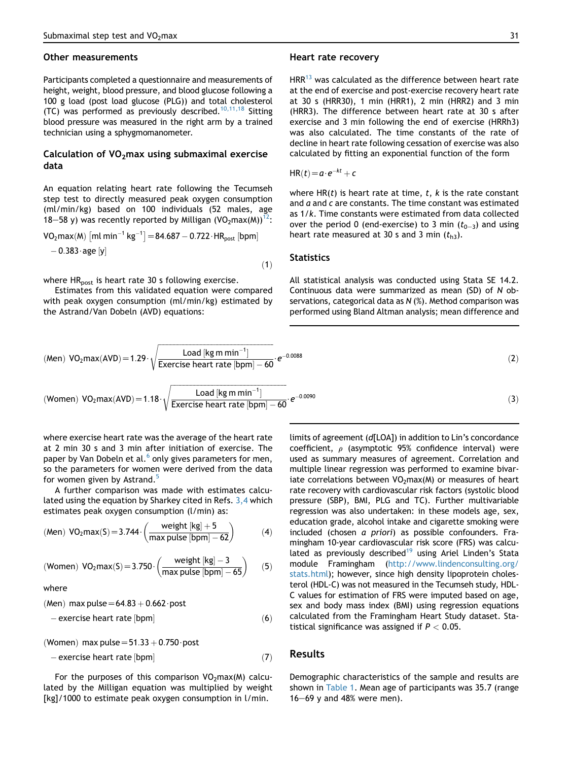## Other measurements

Participants completed a questionnaire and measurements of height, weight, blood pressure, and blood glucose following a 100 g load (post load glucose (PLG)) and total cholesterol (TC) was performed as previously described.[10,11,18] Sitting blood pressure was measured in the right arm by a trained technician using a sphygmomanometer.

## Calculation of $VO_2$max using submaximal exercise data

An equation relating heart rate following the Tecumseh step test to directly measured peak oxygen consumption (ml/min/kg) based on 100 individuals (52 males, age 18–58 y) was recently reported by Milligan ($VO_2$max(M))[12]:

$$VO_2\text{max(M)}\ [\text{ml min}^{-1}\ \text{kg}^{-1}] = 84.687 - 0.722 \cdot HR_{post}\ [\text{bpm}] - 0.383 \cdot \text{age}\ [\text{y}] \quad (1)$$

where $HR_{post}$ is heart rate 30 s following exercise.

Estimates from this validated equation were compared with peak oxygen consumption (ml/min/kg) estimated by the Astrand/Van Dobeln (AVD) equations:

$$\text{(Men)}\ VO_2\text{max(AVD)} = 1.29 \cdot \sqrt{\frac{\text{Load}\ [\text{kg m min}^{-1}]}{\text{Exercise heart rate [bpm]} - 60}} \cdot e^{-0.0088} \quad (2)$$

$$\text{(Women)}\ VO_2\text{max(AVD)} = 1.18 \cdot \sqrt{\frac{\text{Load}\ [\text{kg m min}^{-1}]}{\text{Exercise heart rate [bpm]} - 60}} \cdot e^{-0.0090} \quad (3)$$

where exercise heart rate was the average of the heart rate at 2 min 30 s and 3 min after initiation of exercise. The paper by Van Dobeln et al.[6] only gives parameters for men, so the parameters for women were derived from the data for women given by Astrand.[5]

A further comparison was made with estimates calculated using the equation by Sharkey cited in Refs. [3,4] which estimates peak oxygen consumption (l/min) as:

$$\text{(Men)}\ VO_2\text{max(S)} = 3.744 \cdot \left(\frac{\text{weight [kg]} + 5}{\text{max pulse [bpm]} - 62}\right) \quad (4)$$

$$\text{(Women)}\ VO_2\text{max(S)} = 3.750 \cdot \left(\frac{\text{weight [kg]} - 3}{\text{max pulse [bpm]} - 65}\right) \quad (5)$$

where

$$\text{(Men)}\ \text{max pulse} = 64.83 + 0.662 \cdot \text{post} - \text{exercise heart rate [bpm]} \quad (6)$$

$$\text{(Women)}\ \text{max pulse} = 51.33 + 0.750 \cdot \text{post} - \text{exercise heart rate [bpm]} \quad (7)$$

For the purposes of this comparison $VO_2$max(M) calculated by the Milligan equation was multiplied by weight [kg]/1000 to estimate peak oxygen consumption in l/min.

## Heart rate recovery

HRR[13] was calculated as the difference between heart rate at the end of exercise and post-exercise recovery heart rate at 30 s (HRR30), 1 min (HRR1), 2 min (HRR2) and 3 min (HRR3). The difference between heart rate at 30 s after exercise and 3 min following the end of exercise (HRRh3) was also calculated. The time constants of the rate of decline in heart rate following cessation of exercise was also calculated by fitting an exponential function of the form

$$HR(t) = a \cdot e^{-kt} + c$$

where $HR(t)$ is heart rate at time, $t$, $k$ is the rate constant and $a$ and $c$ are constants. The time constant was estimated as $1/k$. Time constants were estimated from data collected over the period 0 (end-exercise) to 3 min ($t_{0-3}$) and using heart rate measured at 30 s and 3 min ($t_{h3}$).

## Statistics

All statistical analysis was conducted using Stata SE 14.2. Continuous data were summarized as mean (SD) of *N* observations, categorical data as *N* (%). Method comparison was performed using Bland Altman analysis; mean difference and limits of agreement (*d*[LOA]) in addition to Lin's concordance coefficient, $\rho$ (asymptotic 95% confidence interval) were used as summary measures of agreement. Correlation and multiple linear regression was performed to examine bivariate correlations between $VO_2$max(M) or measures of heart rate recovery with cardiovascular risk factors (systolic blood pressure (SBP), BMI, PLG and TC). Further multivariable regression was also undertaken: in these models age, sex, education grade, alcohol intake and cigarette smoking were included (chosen *a priori*) as possible confounders. Framingham 10-year cardiovascular risk score (FRS) was calculated as previously described[19] using Ariel Linden's Stata module Framingham (http://www.lindenconsulting.org/stats.html); however, since high density lipoprotein cholesterol (HDL-C) was not measured in the Tecumseh study, HDL-C values for estimation of FRS were imputed based on age, sex and body mass index (BMI) using regression equations calculated from the Framingham Heart Study dataset. Statistical significance was assigned if $P < 0.05$.

## Results

Demographic characteristics of the sample and results are shown in Table 1. Mean age of participants was 35.7 (range 16–69 y and 48% were men).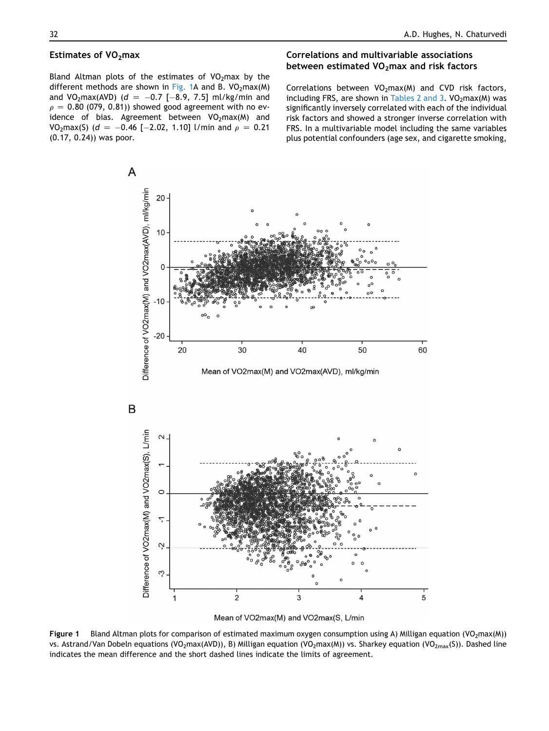## Estimates of $VO_2$max

Bland Altman plots of the estimates of $VO_2$max by the different methods are shown in Fig. 1A and B. $VO_2$max(M) and $VO_2$max(AVD) ($d = -0.7$ [$-8.9$, 7.5] ml/kg/min and $\rho = 0.80$ (079, 0.81)) showed good agreement with no evidence of bias. Agreement between $VO_2$max(M) and $VO_2$max(S) ($d = -0.46$ [$-2.02$, 1.10] l/min and $\rho = 0.21$ (0.17, 0.24)) was poor.

## Correlations and multivariable associations between estimated $VO_2$max and risk factors

Correlations between $VO_2$max(M) and CVD risk factors, including FRS, are shown in Tables 2 and 3. $VO_2$max(M) was significantly inversely correlated with each of the individual risk factors and showed a stronger inverse correlation with FRS. In a multivariable model including the same variables plus potential confounders (age sex, and cigarette smoking,

**Figure 1** Bland Altman plots for comparison of estimated maximum oxygen consumption using A) Milligan equation ($VO_2$max(M)) vs. Astrand/Van Dobeln equations ($VO_2$max(AVD)), B) Milligan equation ($VO_2$max(M)) vs. Sharkey equation ($VO_{2max}$(S)). Dashed line indicates the mean difference and the short dashed lines indicate the limits of agreement.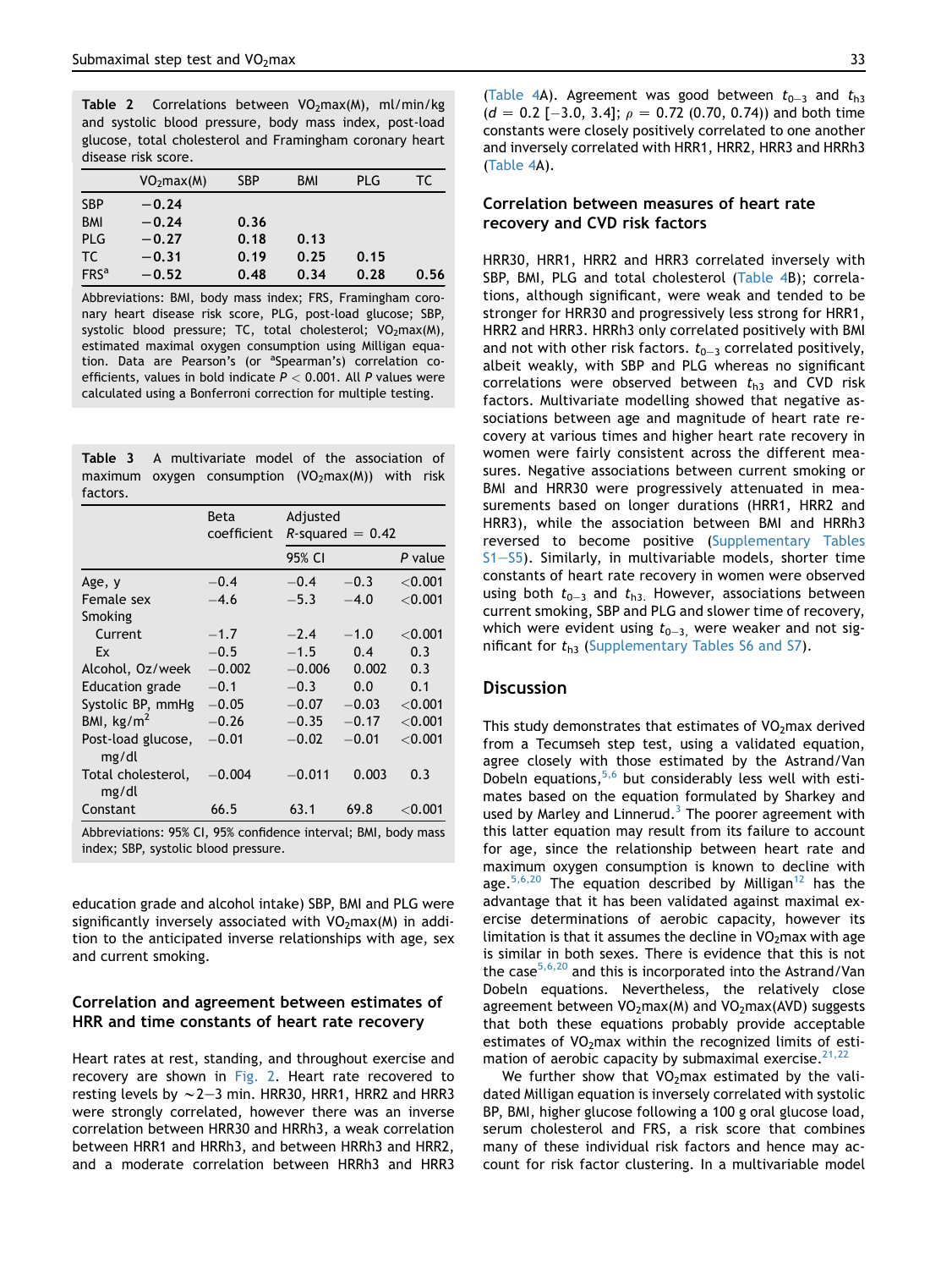**Table 2** Correlations between $VO_2max(M)$, ml/min/kg and systolic blood pressure, body mass index, post-load glucose, total cholesterol and Framingham coronary heart disease risk score.

| | $VO_2max(M)$ | SBP | BMI | PLG | TC |
|---|---|---|---|---|---|
| SBP | **−0.24** | | | | |
| BMI | **−0.24** | **0.36** | | | |
| PLG | **−0.27** | **0.18** | **0.13** | | |
| TC | **−0.31** | **0.19** | **0.25** | **0.15** | |
| FRS[a] | **−0.52** | **0.48** | **0.34** | **0.28** | **0.56** |

Abbreviations: BMI, body mass index; FRS, Framingham coronary heart disease risk score, PLG, post-load glucose; SBP, systolic blood pressure; TC, total cholesterol; $VO_2max(M)$, estimated maximal oxygen consumption using Milligan equation. Data are Pearson's (or [a]Spearman's) correlation coefficients, values in bold indicate $P < 0.001$. All $P$ values were calculated using a Bonferroni correction for multiple testing.

**Table 3** A multivariate model of the association of maximum oxygen consumption ($VO_2max(M)$) with risk factors.

| | Beta coefficient | Adjusted $R$-squared = 0.42 | | |
|---|---|---|---|---|
| | | 95% CI | | $P$ value |
| Age, y | −0.4 | −0.4 | −0.3 | <0.001 |
| Female sex | −4.6 | −5.3 | −4.0 | <0.001 |
| Smoking | | | | |
| Current | −1.7 | −2.4 | −1.0 | <0.001 |
| Ex | −0.5 | −1.5 | 0.4 | 0.3 |
| Alcohol, Oz/week | −0.002 | −0.006 | 0.002 | 0.3 |
| Education grade | −0.1 | −0.3 | 0.0 | 0.1 |
| Systolic BP, mmHg | −0.05 | −0.07 | −0.03 | <0.001 |
| BMI, kg/m$^2$ | −0.26 | −0.35 | −0.17 | <0.001 |
| Post-load glucose, mg/dl | −0.01 | −0.02 | −0.01 | <0.001 |
| Total cholesterol, mg/dl | −0.004 | −0.011 | 0.003 | 0.3 |
| Constant | 66.5 | 63.1 | 69.8 | <0.001 |

Abbreviations: 95% CI, 95% confidence interval; BMI, body mass index; SBP, systolic blood pressure.

education grade and alcohol intake) SBP, BMI and PLG were significantly inversely associated with $VO_2max(M)$ in addition to the anticipated inverse relationships with age, sex and current smoking.

### Correlation and agreement between estimates of HRR and time constants of heart rate recovery

Heart rates at rest, standing, and throughout exercise and recovery are shown in Fig. 2. Heart rate recovered to resting levels by ~2−3 min. HRR30, HRR1, HRR2 and HRR3 were strongly correlated, however there was an inverse correlation between HRR30 and HRRh3, a weak correlation between HRR1 and HRRh3, and between HRRh3 and HRR2, and a moderate correlation between HRRh3 and HRR3 (Table 4A). Agreement was good between $t_{0-3}$ and $t_{h3}$ ($d = 0.2$ [−3.0, 3.4]; $\rho = 0.72$ (0.70, 0.74)) and both time constants were closely positively correlated to one another and inversely correlated with HRR1, HRR2, HRR3 and HRRh3 (Table 4A).

### Correlation between measures of heart rate recovery and CVD risk factors

HRR30, HRR1, HRR2 and HRR3 correlated inversely with SBP, BMI, PLG and total cholesterol (Table 4B); correlations, although significant, were weak and tended to be stronger for HRR30 and progressively less strong for HRR1, HRR2 and HRR3. HRRh3 only correlated positively with BMI and not with other risk factors. $t_{0-3}$ correlated positively, albeit weakly, with SBP and PLG whereas no significant correlations were observed between $t_{h3}$ and CVD risk factors. Multivariate modelling showed that negative associations between age and magnitude of heart rate recovery at various times and higher heart rate recovery in women were fairly consistent across the different measures. Negative associations between current smoking or BMI and HRR30 were progressively attenuated in measurements based on longer durations (HRR1, HRR2 and HRR3), while the association between BMI and HRRh3 reversed to become positive (Supplementary Tables S1−S5). Similarly, in multivariable models, shorter time constants of heart rate recovery in women were observed using both $t_{0-3}$ and $t_{h3}$. However, associations between current smoking, SBP and PLG and slower time of recovery, which were evident using $t_{0-3}$, were weaker and not significant for $t_{h3}$ (Supplementary Tables S6 and S7).

## Discussion

This study demonstrates that estimates of $VO_2max$ derived from a Tecumseh step test, using a validated equation, agree closely with those estimated by the Astrand/Van Dobeln equations,[5,6] but considerably less well with estimates based on the equation formulated by Sharkey and used by Marley and Linnerud.[3] The poorer agreement with this latter equation may result from its failure to account for age, since the relationship between heart rate and maximum oxygen consumption is known to decline with age.[5,6,20] The equation described by Milligan[12] has the advantage that it has been validated against maximal exercise determinations of aerobic capacity, however its limitation is that it assumes the decline in $VO_2max$ with age is similar in both sexes. There is evidence that this is not the case[5,6,20] and this is incorporated into the Astrand/Van Dobeln equations. Nevertheless, the relatively close agreement between $VO_2max(M)$ and $VO_2max(AVD)$ suggests that both these equations probably provide acceptable estimates of $VO_2max$ within the recognized limits of estimation of aerobic capacity by submaximal exercise.[21,22]

We further show that $VO_2max$ estimated by the validated Milligan equation is inversely correlated with systolic BP, BMI, higher glucose following a 100 g oral glucose load, serum cholesterol and FRS, a risk score that combines many of these individual risk factors and hence may account for risk factor clustering. In a multivariable model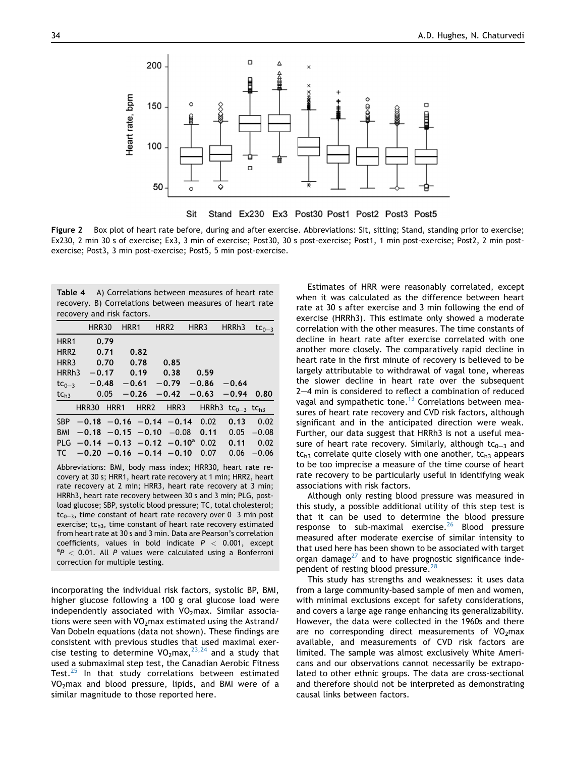Figure 2 Box plot of heart rate before, during and after exercise. Abbreviations: Sit, sitting; Stand, standing prior to exercise; Ex230, 2 min 30 s of exercise; Ex3, 3 min of exercise; Post30, 30 s post-exercise; Post1, 1 min post-exercise; Post2, 2 min post-exercise; Post3, 3 min post-exercise; Post5, 5 min post-exercise.

**Table 4** A) Correlations between measures of heart rate recovery. B) Correlations between measures of heart rate recovery and risk factors.

| | HRR30 | HRR1 | HRR2 | HRR3 | HRRh3 | $tc_{0-3}$ |
|---|---|---|---|---|---|---|
| HRR1 | **0.79** | | | | | |
| HRR2 | **0.71** | **0.82** | | | | |
| HRR3 | **0.70** | **0.78** | **0.85** | | | |
| HRRh3 | **−0.17** | **0.19** | **0.38** | **0.59** | | |
| $tc_{0-3}$ | **−0.48** | **−0.61** | **−0.79** | **−0.86** | **−0.64** | |
| $tc_{h3}$ | 0.05 | **−0.26** | **−0.42** | **−0.63** | **−0.94** | **0.80** |

| | HRR30 | HRR1 | HRR2 | HRR3 | HRRh3 | $tc_{0-3}$ | $tc_{h3}$ |
|---|---|---|---|---|---|---|---|
| SBP | **−0.18** | **−0.16** | **−0.14** | **−0.14** | 0.02 | **0.13** | 0.02 |
| BMI | **−0.18** | **−0.15** | **−0.10** | −0.08 | **0.11** | 0.05 | −0.08 |
| PLG | **−0.14** | **−0.13** | **−0.12** | **−0.10**[a] | 0.02 | **0.11** | 0.02 |
| TC | **−0.20** | **−0.16** | **−0.14** | **−0.10** | 0.07 | 0.06 | −0.06 |

Abbreviations: BMI, body mass index; HRR30, heart rate recovery at 30 s; HRR1, heart rate recovery at 1 min; HRR2, heart rate recovery at 2 min; HRR3, heart rate recovery at 3 min; HRRh3, heart rate recovery between 30 s and 3 min; PLG, post-load glucose; SBP, systolic blood pressure; TC, total cholesterol; $tc_{0-3}$, time constant of heart rate recovery over 0–3 min post exercise; $tc_{h3}$, time constant of heart rate recovery estimated from heart rate at 30 s and 3 min. Data are Pearson's correlation coefficients, values in bold indicate $P < 0.001$, except [a]$P < 0.01$. All $P$ values were calculated using a Bonferroni correction for multiple testing.

incorporating the individual risk factors, systolic BP, BMI, higher glucose following a 100 g oral glucose load were independently associated with $VO_2$max. Similar associations were seen with $VO_2$max estimated using the Astrand/Van Dobeln equations (data not shown). These findings are consistent with previous studies that used maximal exercise testing to determine $VO_2$max,[23,24] and a study that used a submaximal step test, the Canadian Aerobic Fitness Test.[25] In that study correlations between estimated $VO_2$max and blood pressure, lipids, and BMI were of a similar magnitude to those reported here.

Estimates of HRR were reasonably correlated, except when it was calculated as the difference between heart rate at 30 s after exercise and 3 min following the end of exercise (HRRh3). This estimate only showed a moderate correlation with the other measures. The time constants of decline in heart rate after exercise correlated with one another more closely. The comparatively rapid decline in heart rate in the first minute of recovery is believed to be largely attributable to withdrawal of vagal tone, whereas the slower decline in heart rate over the subsequent 2–4 min is considered to reflect a combination of reduced vagal and sympathetic tone.[13] Correlations between measures of heart rate recovery and CVD risk factors, although significant and in the anticipated direction were weak. Further, our data suggest that HRRh3 is not a useful measure of heart rate recovery. Similarly, although $tc_{0-3}$ and $tc_{h3}$ correlate quite closely with one another, $tc_{h3}$ appears to be too imprecise a measure of the time course of heart rate recovery to be particularly useful in identifying weak associations with risk factors.

Although only resting blood pressure was measured in this study, a possible additional utility of this step test is that it can be used to determine the blood pressure response to sub-maximal exercise.[26] Blood pressure measured after moderate exercise of similar intensity to that used here has been shown to be associated with target organ damage[27] and to have prognostic significance independent of resting blood pressure.[28]

This study has strengths and weaknesses: it uses data from a large community-based sample of men and women, with minimal exclusions except for safety considerations, and covers a large age range enhancing its generalizability. However, the data were collected in the 1960s and there are no corresponding direct measurements of $VO_2$max available, and measurements of CVD risk factors are limited. The sample was almost exclusively White Americans and our observations cannot necessarily be extrapolated to other ethnic groups. The data are cross-sectional and therefore should not be interpreted as demonstrating causal links between factors.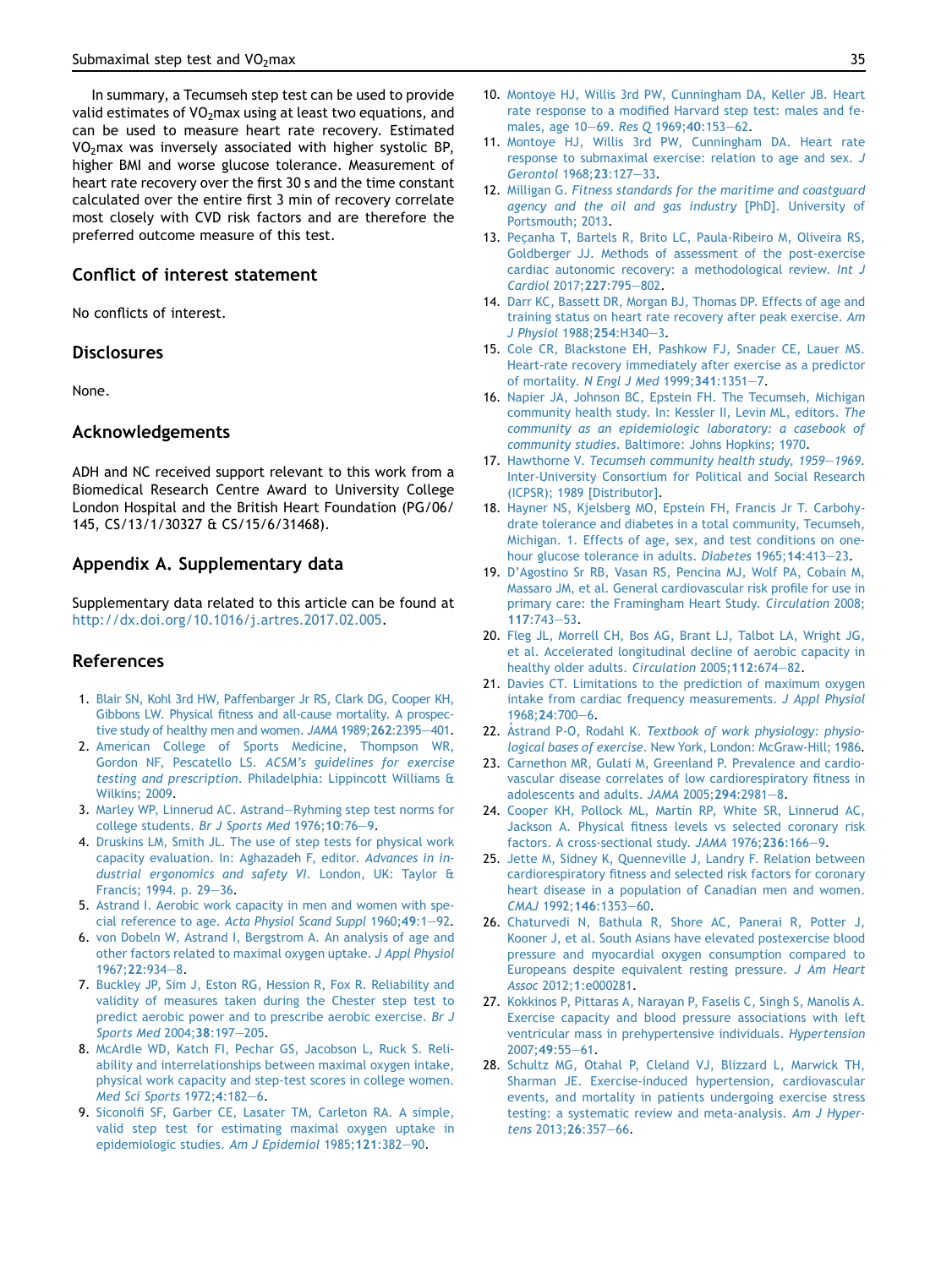In summary, a Tecumseh step test can be used to provide valid estimates of $VO_2$max using at least two equations, and can be used to measure heart rate recovery. Estimated $VO_2$max was inversely associated with higher systolic BP, higher BMI and worse glucose tolerance. Measurement of heart rate recovery over the first 30 s and the time constant calculated over the entire first 3 min of recovery correlate most closely with CVD risk factors and are therefore the preferred outcome measure of this test.

## Conflict of interest statement

No conflicts of interest.

## Disclosures

None.

## Acknowledgements

ADH and NC received support relevant to this work from a Biomedical Research Centre Award to University College London Hospital and the British Heart Foundation (PG/06/145, CS/13/1/30327 & CS/15/6/31468).

## Appendix A. Supplementary data

Supplementary data related to this article can be found at http://dx.doi.org/10.1016/j.artres.2017.02.005.

## References

1. Blair SN, Kohl 3rd HW, Paffenbarger Jr RS, Clark DG, Cooper KH, Gibbons LW. Physical fitness and all-cause mortality. A prospective study of healthy men and women. *JAMA* 1989;**262**:2395–401.
2. American College of Sports Medicine, Thompson WR, Gordon NF, Pescatello LS. *ACSM's guidelines for exercise testing and prescription*. Philadelphia: Lippincott Williams & Wilkins; 2009.
3. Marley WP, Linnerud AC. Astrand–Ryhming step test norms for college students. *Br J Sports Med* 1976;**10**:76–9.
4. Druskins LM, Smith JL. The use of step tests for physical work capacity evaluation. In: Aghazadeh F, editor. *Advances in industrial ergonomics and safety VI*. London, UK: Taylor & Francis; 1994. p. 29–36.
5. Astrand I. Aerobic work capacity in men and women with special reference to age. *Acta Physiol Scand Suppl* 1960;**49**:1–92.
6. von Dobeln W, Astrand I, Bergstrom A. An analysis of age and other factors related to maximal oxygen uptake. *J Appl Physiol* 1967;**22**:934–8.
7. Buckley JP, Sim J, Eston RG, Hession R, Fox R. Reliability and validity of measures taken during the Chester step test to predict aerobic power and to prescribe aerobic exercise. *Br J Sports Med* 2004;**38**:197–205.
8. McArdle WD, Katch FI, Pechar GS, Jacobson L, Ruck S. Reliability and interrelationships between maximal oxygen intake, physical work capacity and step-test scores in college women. *Med Sci Sports* 1972;**4**:182–6.
9. Siconolfi SF, Garber CE, Lasater TM, Carleton RA. A simple, valid step test for estimating maximal oxygen uptake in epidemiologic studies. *Am J Epidemiol* 1985;**121**:382–90.
10. Montoye HJ, Willis 3rd PW, Cunningham DA, Keller JB. Heart rate response to a modified Harvard step test: males and females, age 10–69. *Res Q* 1969;**40**:153–62.
11. Montoye HJ, Willis 3rd PW, Cunningham DA. Heart rate response to submaximal exercise: relation to age and sex. *J Gerontol* 1968;**23**:127–33.
12. Milligan G. *Fitness standards for the maritime and coastguard agency and the oil and gas industry* [PhD]. University of Portsmouth; 2013.
13. Peçanha T, Bartels R, Brito LC, Paula-Ribeiro M, Oliveira RS, Goldberger JJ. Methods of assessment of the post-exercise cardiac autonomic recovery: a methodological review. *Int J Cardiol* 2017;**227**:795–802.
14. Darr KC, Bassett DR, Morgan BJ, Thomas DP. Effects of age and training status on heart rate recovery after peak exercise. *Am J Physiol* 1988;**254**:H340–3.
15. Cole CR, Blackstone EH, Pashkow FJ, Snader CE, Lauer MS. Heart-rate recovery immediately after exercise as a predictor of mortality. *N Engl J Med* 1999;**341**:1351–7.
16. Napier JA, Johnson BC, Epstein FH. The Tecumseh, Michigan community health study. In: Kessler II, Levin ML, editors. *The community as an epidemiologic laboratory: a casebook of community studies*. Baltimore: Johns Hopkins; 1970.
17. Hawthorne V. *Tecumseh community health study, 1959–1969*. Inter-University Consortium for Political and Social Research (ICPSR); 1989 [Distributor].
18. Hayner NS, Kjelsberg MO, Epstein FH, Francis Jr T. Carbohydrate tolerance and diabetes in a total community, Tecumseh, Michigan. 1. Effects of age, sex, and test conditions on one-hour glucose tolerance in adults. *Diabetes* 1965;**14**:413–23.
19. D'Agostino Sr RB, Vasan RS, Pencina MJ, Wolf PA, Cobain M, Massaro JM, et al. General cardiovascular risk profile for use in primary care: the Framingham Heart Study. *Circulation* 2008;**117**:743–53.
20. Fleg JL, Morrell CH, Bos AG, Brant LJ, Talbot LA, Wright JG, et al. Accelerated longitudinal decline of aerobic capacity in healthy older adults. *Circulation* 2005;**112**:674–82.
21. Davies CT. Limitations to the prediction of maximum oxygen intake from cardiac frequency measurements. *J Appl Physiol* 1968;**24**:700–6.
22. Åstrand P-O, Rodahl K. *Textbook of work physiology: physiological bases of exercise*. New York, London: McGraw-Hill; 1986.
23. Carnethon MR, Gulati M, Greenland P. Prevalence and cardiovascular disease correlates of low cardiorespiratory fitness in adolescents and adults. *JAMA* 2005;**294**:2981–8.
24. Cooper KH, Pollock ML, Martin RP, White SR, Linnerud AC, Jackson A. Physical fitness levels vs selected coronary risk factors. A cross-sectional study. *JAMA* 1976;**236**:166–9.
25. Jette M, Sidney K, Quenneville J, Landry F. Relation between cardiorespiratory fitness and selected risk factors for coronary heart disease in a population of Canadian men and women. *CMAJ* 1992;**146**:1353–60.
26. Chaturvedi N, Bathula R, Shore AC, Panerai R, Potter J, Kooner J, et al. South Asians have elevated postexercise blood pressure and myocardial oxygen consumption compared to Europeans despite equivalent resting pressure. *J Am Heart Assoc* 2012;**1**:e000281.
27. Kokkinos P, Pittaras A, Narayan P, Faselis C, Singh S, Manolis A. Exercise capacity and blood pressure associations with left ventricular mass in prehypertensive individuals. *Hypertension* 2007;**49**:55–61.
28. Schultz MG, Otahal P, Cleland VJ, Blizzard L, Marwick TH, Sharman JE. Exercise-induced hypertension, cardiovascular events, and mortality in patients undergoing exercise stress testing: a systematic review and meta-analysis. *Am J Hypertens* 2013;**26**:357–66.